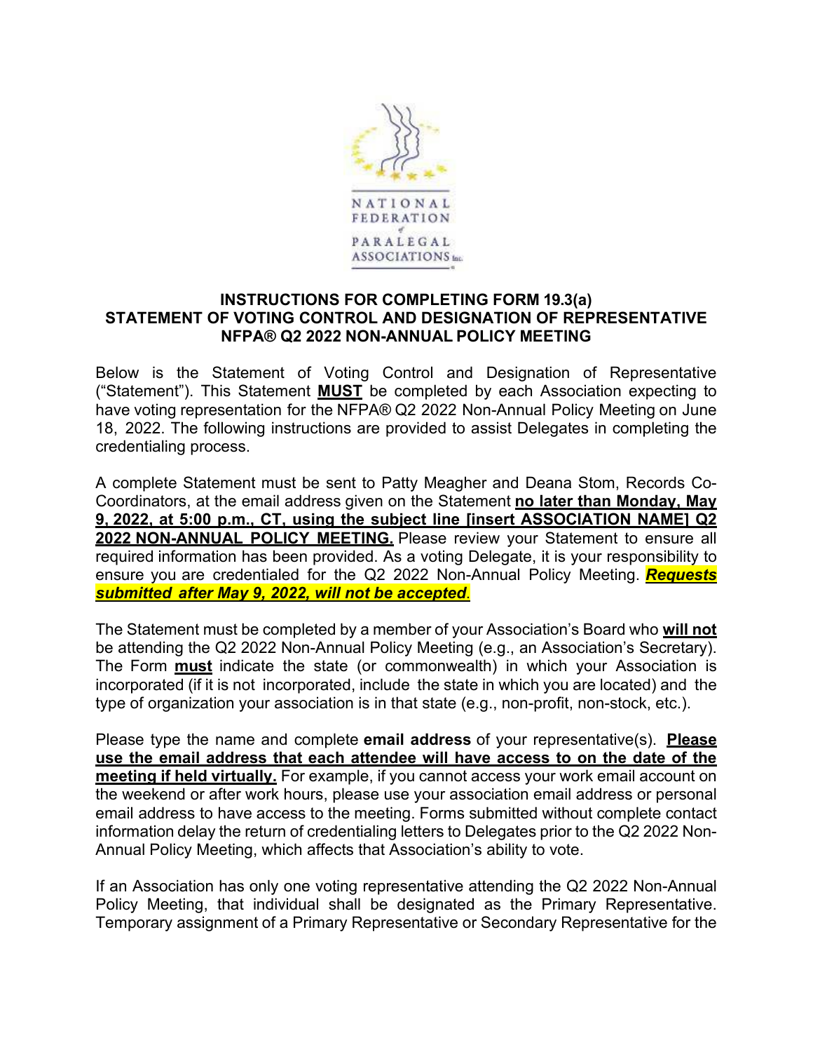NATIONAL FEDERATION of PARALEGAL ASSOCIATIONS Inc.

**INSTRUCTIONS FOR COMPLETING FORM 19.3(a)**
**STATEMENT OF VOTING CONTROL AND DESIGNATION OF REPRESENTATIVE**
**NFPA® Q2 2022 NON-ANNUAL POLICY MEETING**

Below is the Statement of Voting Control and Designation of Representative ("Statement"). This Statement **MUST** be completed by each Association expecting to have voting representation for the NFPA® Q2 2022 Non-Annual Policy Meeting on June 18, 2022. The following instructions are provided to assist Delegates in completing the credentialing process.

A complete Statement must be sent to Patty Meagher and Deana Stom, Records Co-Coordinators, at the email address given on the Statement **no later than Monday, May 9, 2022, at 5:00 p.m., CT, using the subject line [insert ASSOCIATION NAME] Q2 2022 NON-ANNUAL POLICY MEETING.** Please review your Statement to ensure all required information has been provided. As a voting Delegate, it is your responsibility to ensure you are credentialed for the Q2 2022 Non-Annual Policy Meeting. ***Requests submitted after May 9, 2022, will not be accepted***.

The Statement must be completed by a member of your Association's Board who **will not** be attending the Q2 2022 Non-Annual Policy Meeting (e.g., an Association's Secretary). The Form **must** indicate the state (or commonwealth) in which your Association is incorporated (if it is not incorporated, include the state in which you are located) and the type of organization your association is in that state (e.g., non-profit, non-stock, etc.).

Please type the name and complete **email address** of your representative(s). **Please use the email address that each attendee will have access to on the date of the meeting if held virtually.** For example, if you cannot access your work email account on the weekend or after work hours, please use your association email address or personal email address to have access to the meeting. Forms submitted without complete contact information delay the return of credentialing letters to Delegates prior to the Q2 2022 Non-Annual Policy Meeting, which affects that Association's ability to vote.

If an Association has only one voting representative attending the Q2 2022 Non-Annual Policy Meeting, that individual shall be designated as the Primary Representative. Temporary assignment of a Primary Representative or Secondary Representative for the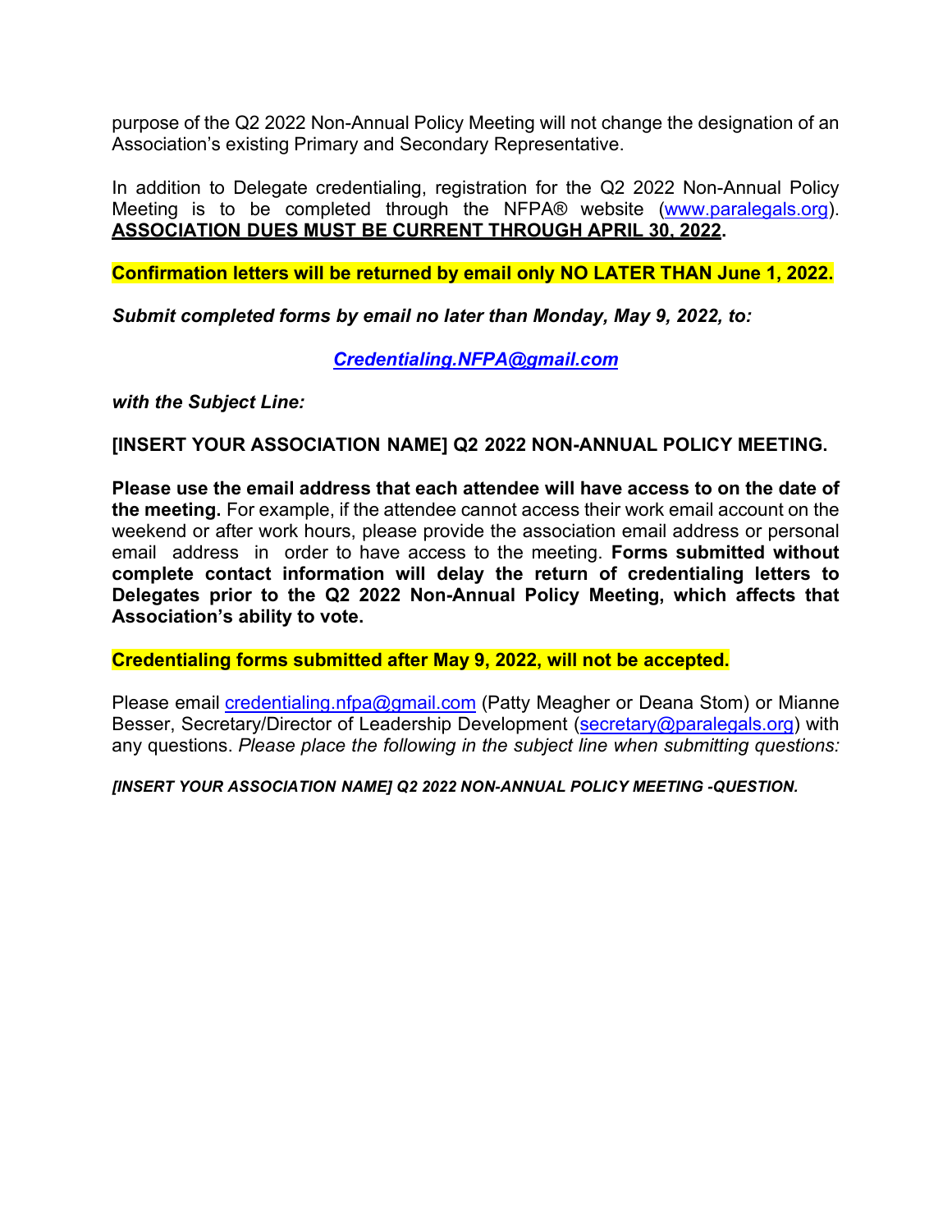purpose of the Q2 2022 Non-Annual Policy Meeting will not change the designation of an Association's existing Primary and Secondary Representative.

In addition to Delegate credentialing, registration for the Q2 2022 Non-Annual Policy Meeting is to be completed through the NFPA® website (www.paralegals.org). **ASSOCIATION DUES MUST BE CURRENT THROUGH APRIL 30, 2022.**

**Confirmation letters will be returned by email only NO LATER THAN June 1, 2022.**

***Submit completed forms by email no later than Monday, May 9, 2022, to:***

***Credentialing.NFPA@gmail.com***

***with the Subject Line:***

**[INSERT YOUR ASSOCIATION NAME] Q2 2022 NON-ANNUAL POLICY MEETING.**

**Please use the email address that each attendee will have access to on the date of the meeting.** For example, if the attendee cannot access their work email account on the weekend or after work hours, please provide the association email address or personal email address in order to have access to the meeting. **Forms submitted without complete contact information will delay the return of credentialing letters to Delegates prior to the Q2 2022 Non-Annual Policy Meeting, which affects that Association's ability to vote.**

**Credentialing forms submitted after May 9, 2022, will not be accepted.**

Please email credentialing.nfpa@gmail.com (Patty Meagher or Deana Stom) or Mianne Besser, Secretary/Director of Leadership Development (secretary@paralegals.org) with any questions. *Please place the following in the subject line when submitting questions:*

***[INSERT YOUR ASSOCIATION NAME] Q2 2022 NON-ANNUAL POLICY MEETING -QUESTION.***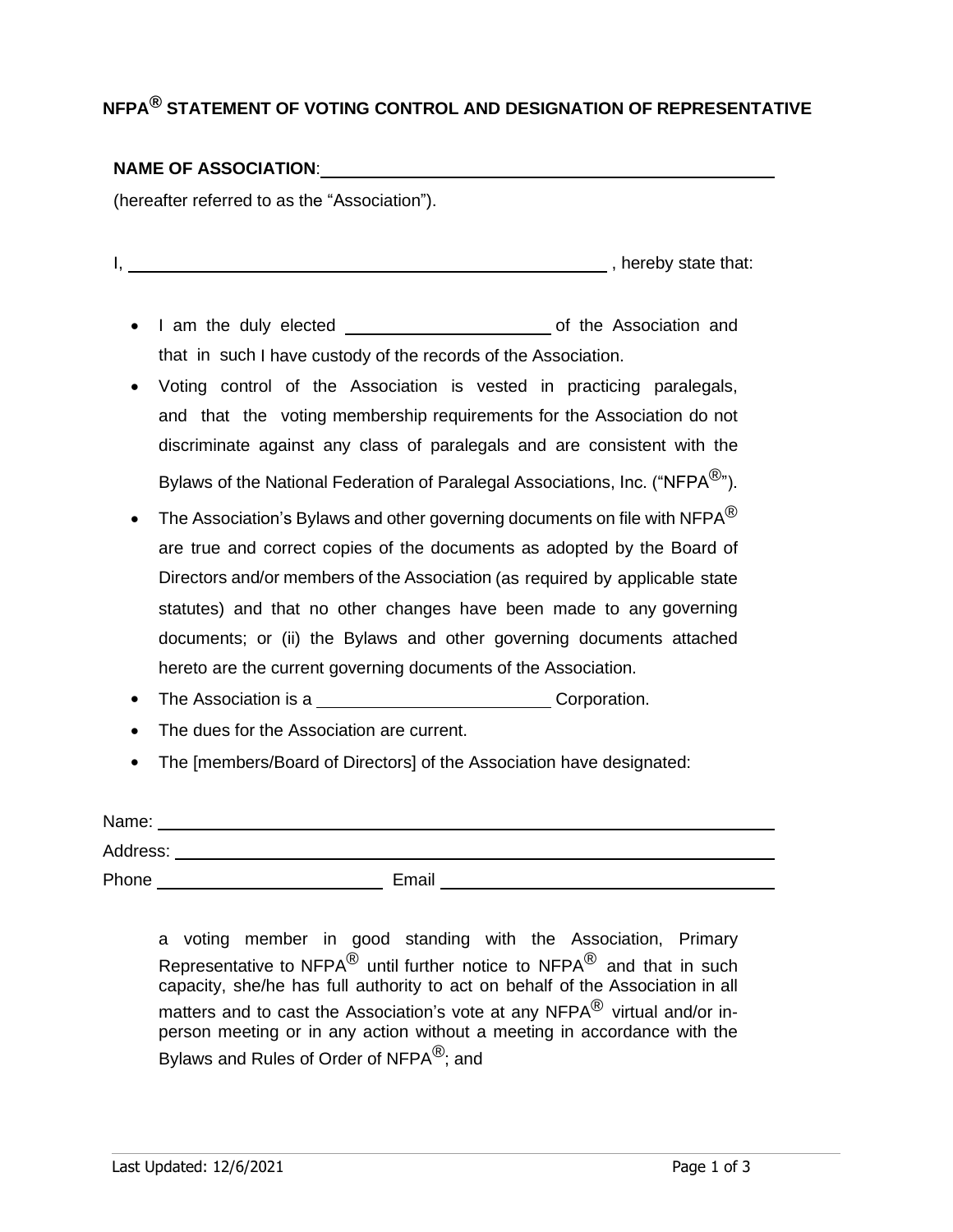# NFPA® STATEMENT OF VOTING CONTROL AND DESIGNATION OF REPRESENTATIVE

**NAME OF ASSOCIATION**: ______________________________________________

(hereafter referred to as the "Association").

I, ______________________________________________________ , hereby state that:

- I am the duly elected ______________________ of the Association and that in such I have custody of the records of the Association.
- Voting control of the Association is vested in practicing paralegals, and that the voting membership requirements for the Association do not discriminate against any class of paralegals and are consistent with the Bylaws of the National Federation of Paralegal Associations, Inc. ("NFPA®").
- The Association's Bylaws and other governing documents on file with NFPA® are true and correct copies of the documents as adopted by the Board of Directors and/or members of the Association (as required by applicable state statutes) and that no other changes have been made to any governing documents; or (ii) the Bylaws and other governing documents attached hereto are the current governing documents of the Association.
- The Association is a ________________________ Corporation.
- The dues for the Association are current.
- The [members/Board of Directors] of the Association have designated:

Name: ______________________________________________________________

Address: ____________________________________________________________

Phone ________________________ Email ____________________________________

a voting member in good standing with the Association, Primary Representative to NFPA® until further notice to NFPA® and that in such capacity, she/he has full authority to act on behalf of the Association in all matters and to cast the Association's vote at any NFPA® virtual and/or in-person meeting or in any action without a meeting in accordance with the Bylaws and Rules of Order of NFPA®; and

Last Updated: 12/6/2021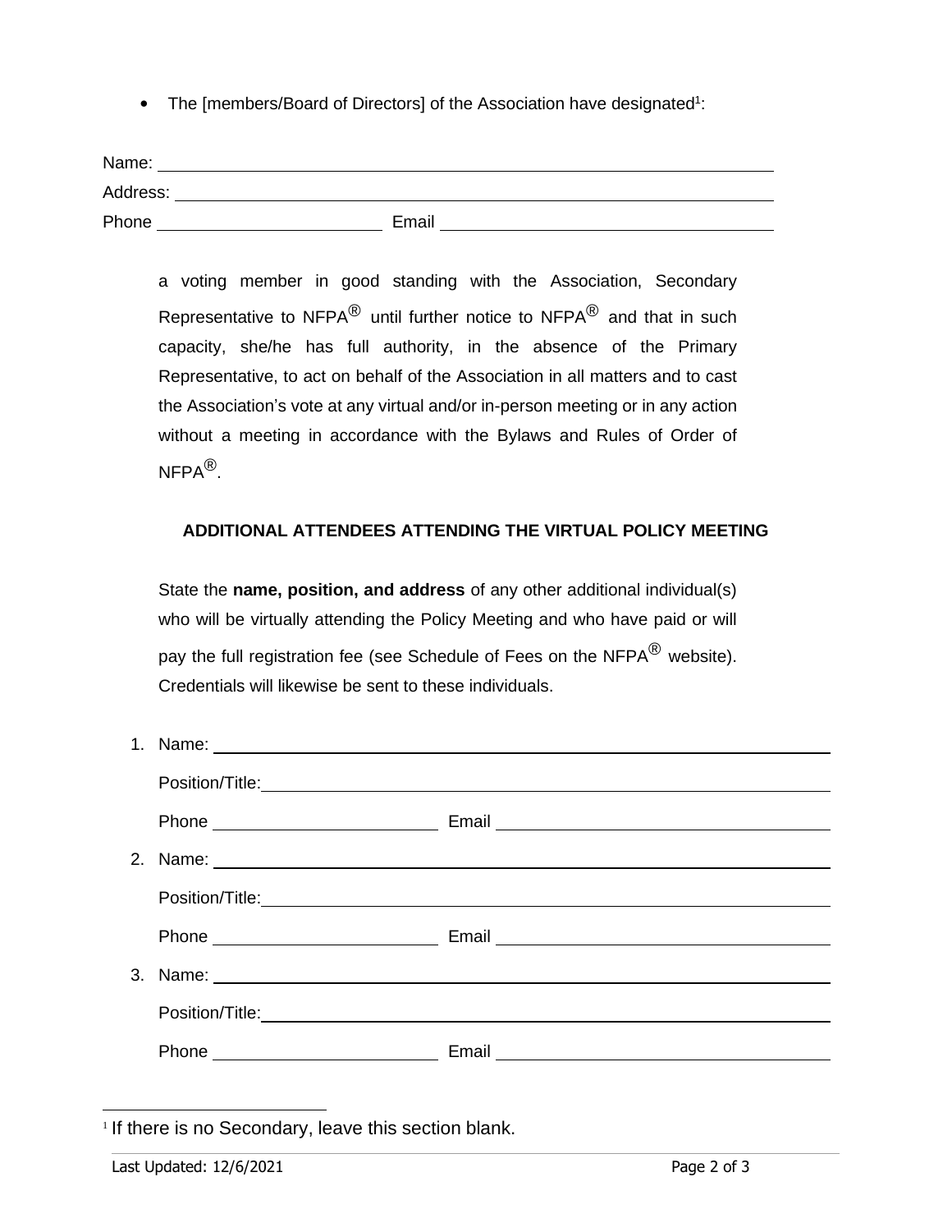- The [members/Board of Directors] of the Association have designated[1]:

Name: ____________________________________________
Address: ____________________________________________
Phone ____________________ Email ____________________________

a voting member in good standing with the Association, Secondary Representative to NFPA® until further notice to NFPA® and that in such capacity, she/he has full authority, in the absence of the Primary Representative, to act on behalf of the Association in all matters and to cast the Association's vote at any virtual and/or in-person meeting or in any action without a meeting in accordance with the Bylaws and Rules of Order of NFPA®.

**ADDITIONAL ATTENDEES ATTENDING THE VIRTUAL POLICY MEETING**

State the **name, position, and address** of any other additional individual(s) who will be virtually attending the Policy Meeting and who have paid or will pay the full registration fee (see Schedule of Fees on the NFPA® website). Credentials will likewise be sent to these individuals.

1. Name: ____________________________________________

   Position/Title: ____________________________________________

   Phone ____________________ Email ____________________________

2. Name: ____________________________________________

   Position/Title: ____________________________________________

   Phone ____________________ Email ____________________________

3. Name: ____________________________________________

   Position/Title: ____________________________________________

   Phone ____________________ Email ____________________________

[1] If there is no Secondary, leave this section blank.

Last Updated: 12/6/2021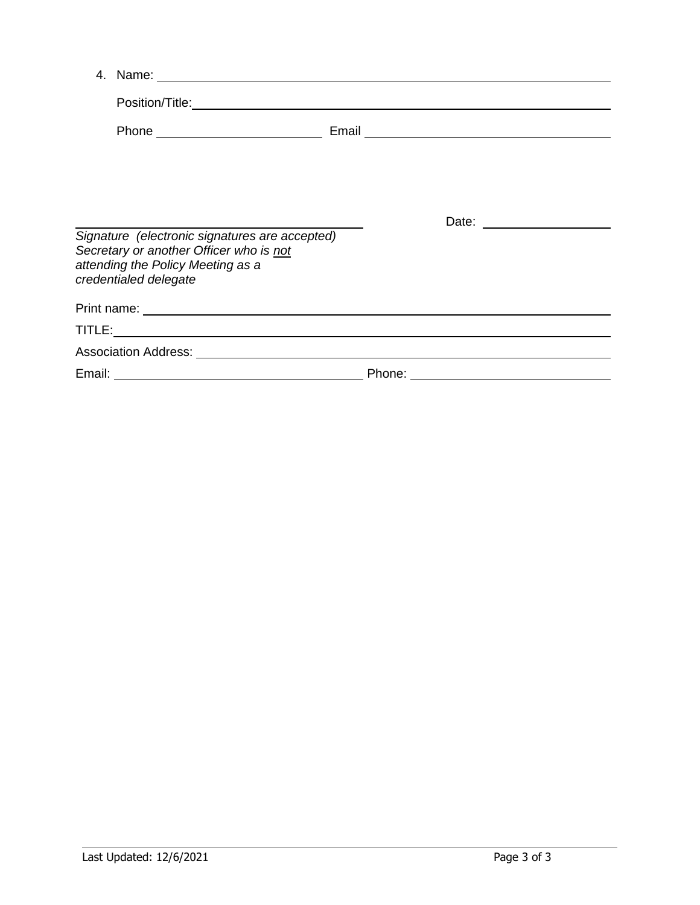4. Name: ______________________________________________

   Position/Title: ______________________________________________

   Phone ____________________ Email ______________________________

_______________________________________ Date: ________________

*Signature (electronic signatures are accepted)*
*Secretary or another Officer who is <u>not</u> attending the Policy Meeting as a credentialed delegate*

Print name: ______________________________________________

TITLE: ______________________________________________

Association Address: ______________________________________________

Email: ______________________________ Phone: ________________________

Last Updated: 12/6/2021